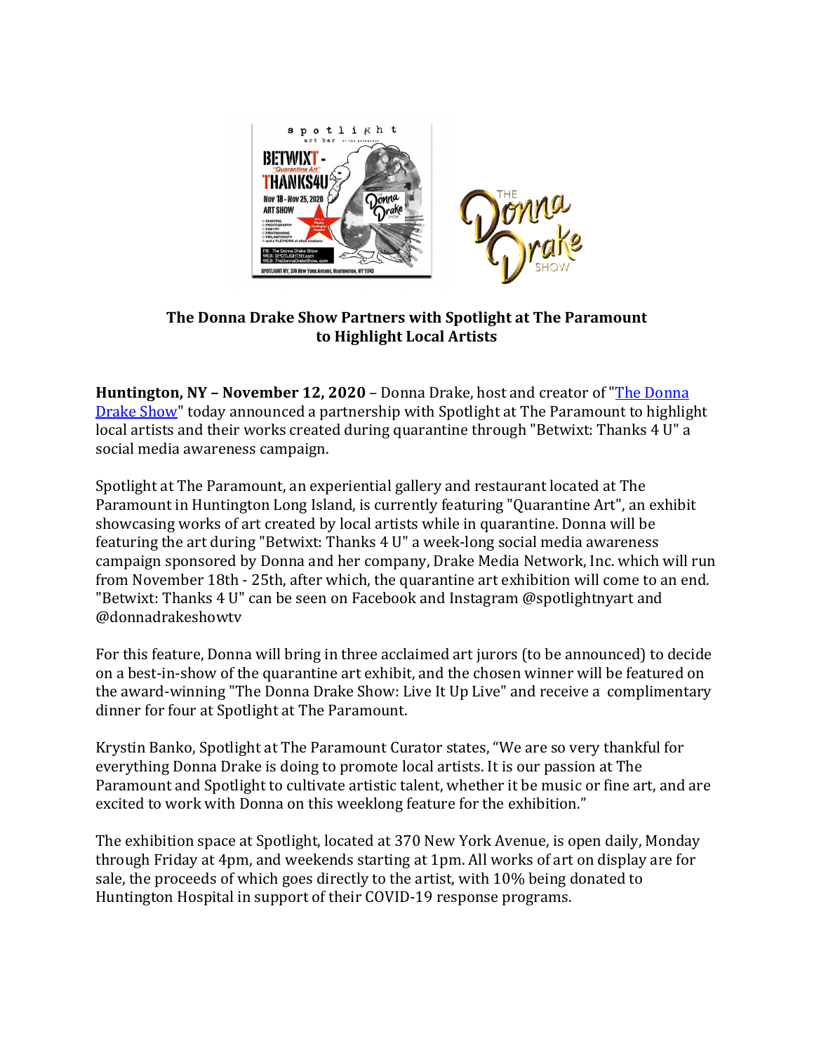**The Donna Drake Show Partners with Spotlight at The Paramount to Highlight Local Artists**

**Huntington, NY – November 12, 2020** – Donna Drake, host and creator of "[The Donna Drake Show](#)" today announced a partnership with Spotlight at The Paramount to highlight local artists and their works created during quarantine through "Betwixt: Thanks 4 U" a social media awareness campaign.

Spotlight at The Paramount, an experiential gallery and restaurant located at The Paramount in Huntington Long Island, is currently featuring "Quarantine Art", an exhibit showcasing works of art created by local artists while in quarantine. Donna will be featuring the art during "Betwixt: Thanks 4 U" a week-long social media awareness campaign sponsored by Donna and her company, Drake Media Network, Inc. which will run from November 18th - 25th, after which, the quarantine art exhibition will come to an end. "Betwixt: Thanks 4 U" can be seen on Facebook and Instagram @spotlightnyart and @donnadrakeshowtv

For this feature, Donna will bring in three acclaimed art jurors (to be announced) to decide on a best-in-show of the quarantine art exhibit, and the chosen winner will be featured on the award-winning "The Donna Drake Show: Live It Up Live" and receive a complimentary dinner for four at Spotlight at The Paramount.

Krystin Banko, Spotlight at The Paramount Curator states, "We are so very thankful for everything Donna Drake is doing to promote local artists. It is our passion at The Paramount and Spotlight to cultivate artistic talent, whether it be music or fine art, and are excited to work with Donna on this weeklong feature for the exhibition."

The exhibition space at Spotlight, located at 370 New York Avenue, is open daily, Monday through Friday at 4pm, and weekends starting at 1pm. All works of art on display are for sale, the proceeds of which goes directly to the artist, with 10% being donated to Huntington Hospital in support of their COVID-19 response programs.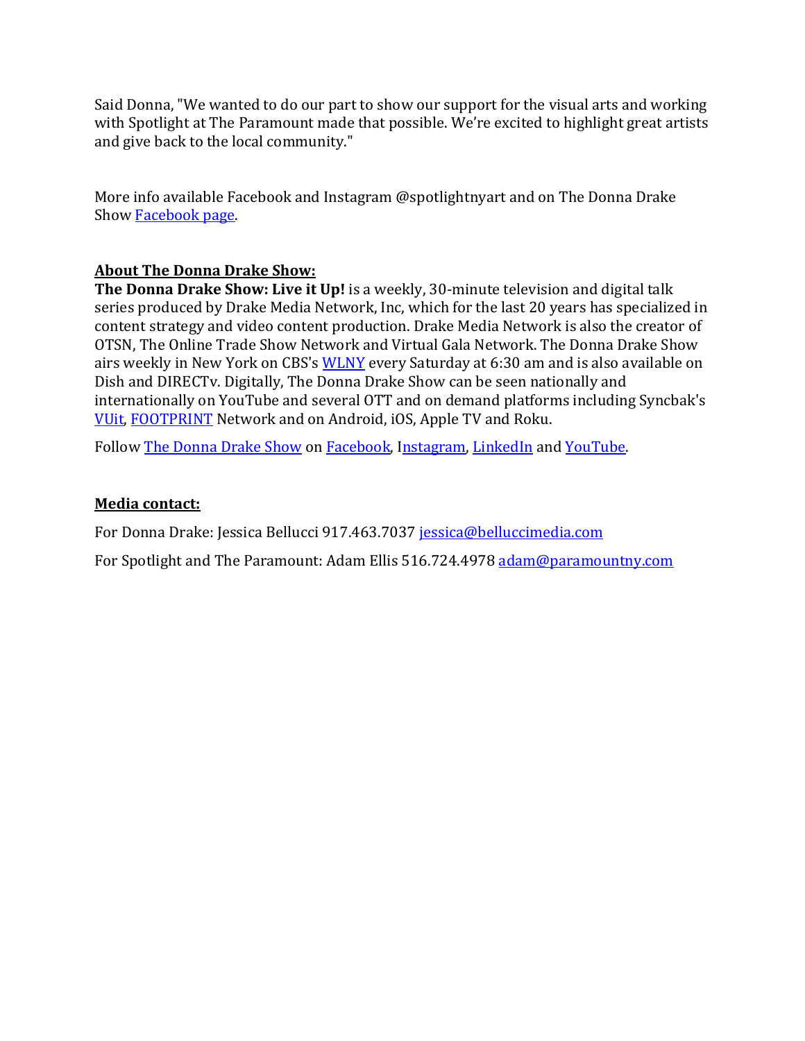Said Donna, "We wanted to do our part to show our support for the visual arts and working with Spotlight at The Paramount made that possible. We're excited to highlight great artists and give back to the local community."

More info available Facebook and Instagram @spotlightnyart and on The Donna Drake Show Facebook page.

**About The Donna Drake Show:**

**The Donna Drake Show: Live it Up!** is a weekly, 30-minute television and digital talk series produced by Drake Media Network, Inc, which for the last 20 years has specialized in content strategy and video content production. Drake Media Network is also the creator of OTSN, The Online Trade Show Network and Virtual Gala Network. The Donna Drake Show airs weekly in New York on CBS's WLNY every Saturday at 6:30 am and is also available on Dish and DIRECTv. Digitally, The Donna Drake Show can be seen nationally and internationally on YouTube and several OTT and on demand platforms including Syncbak's VUit, FOOTPRINT Network and on Android, iOS, Apple TV and Roku.

Follow The Donna Drake Show on Facebook, Instagram, LinkedIn and YouTube.

**Media contact:**

For Donna Drake: Jessica Bellucci 917.463.7037 jessica@belluccimedia.com

For Spotlight and The Paramount: Adam Ellis 516.724.4978 adam@paramountny.com